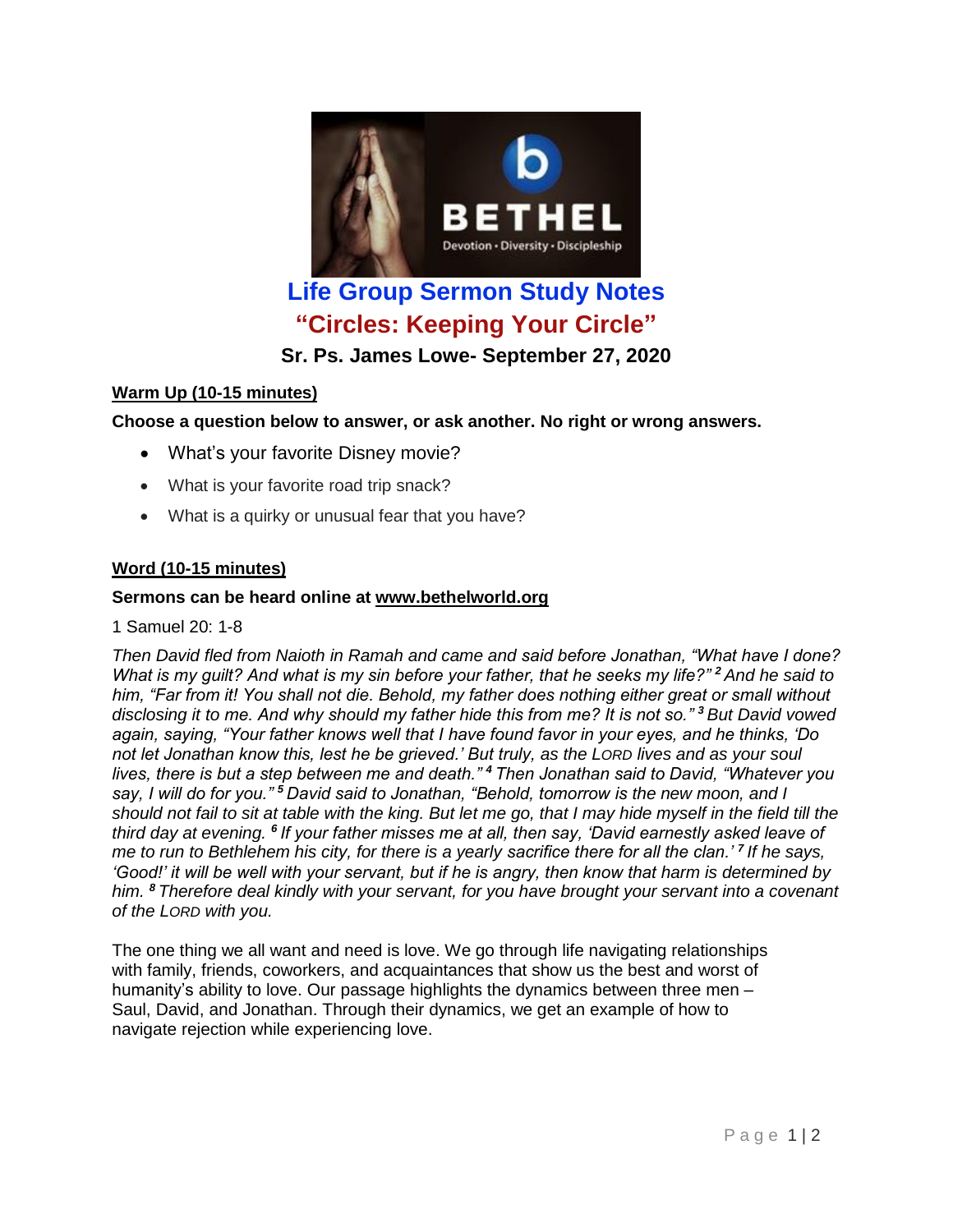# Life Group Sermon Study Notes

## "Circles: Keeping Your Circle"

### Sr. Ps. James Lowe- September 27, 2020

**Warm Up (10-15 minutes)**

**Choose a question below to answer, or ask another. No right or wrong answers.**

- What's your favorite Disney movie?
- What is your favorite road trip snack?
- What is a quirky or unusual fear that you have?

**Word (10-15 minutes)**

**Sermons can be heard online at www.bethelworld.org**

1 Samuel 20: 1-8

*Then David fled from Naioth in Ramah and came and said before Jonathan, "What have I done? What is my guilt? And what is my sin before your father, that he seeks my life?" [2] And he said to him, "Far from it! You shall not die. Behold, my father does nothing either great or small without disclosing it to me. And why should my father hide this from me? It is not so." [3] But David vowed again, saying, "Your father knows well that I have found favor in your eyes, and he thinks, 'Do not let Jonathan know this, lest he be grieved.' But truly, as the LORD lives and as your soul lives, there is but a step between me and death." [4] Then Jonathan said to David, "Whatever you say, I will do for you." [5] David said to Jonathan, "Behold, tomorrow is the new moon, and I should not fail to sit at table with the king. But let me go, that I may hide myself in the field till the third day at evening. [6] If your father misses me at all, then say, 'David earnestly asked leave of me to run to Bethlehem his city, for there is a yearly sacrifice there for all the clan.' [7] If he says, 'Good!' it will be well with your servant, but if he is angry, then know that harm is determined by him. [8] Therefore deal kindly with your servant, for you have brought your servant into a covenant of the LORD with you.*

The one thing we all want and need is love. We go through life navigating relationships with family, friends, coworkers, and acquaintances that show us the best and worst of humanity's ability to love. Our passage highlights the dynamics between three men – Saul, David, and Jonathan. Through their dynamics, we get an example of how to navigate rejection while experiencing love.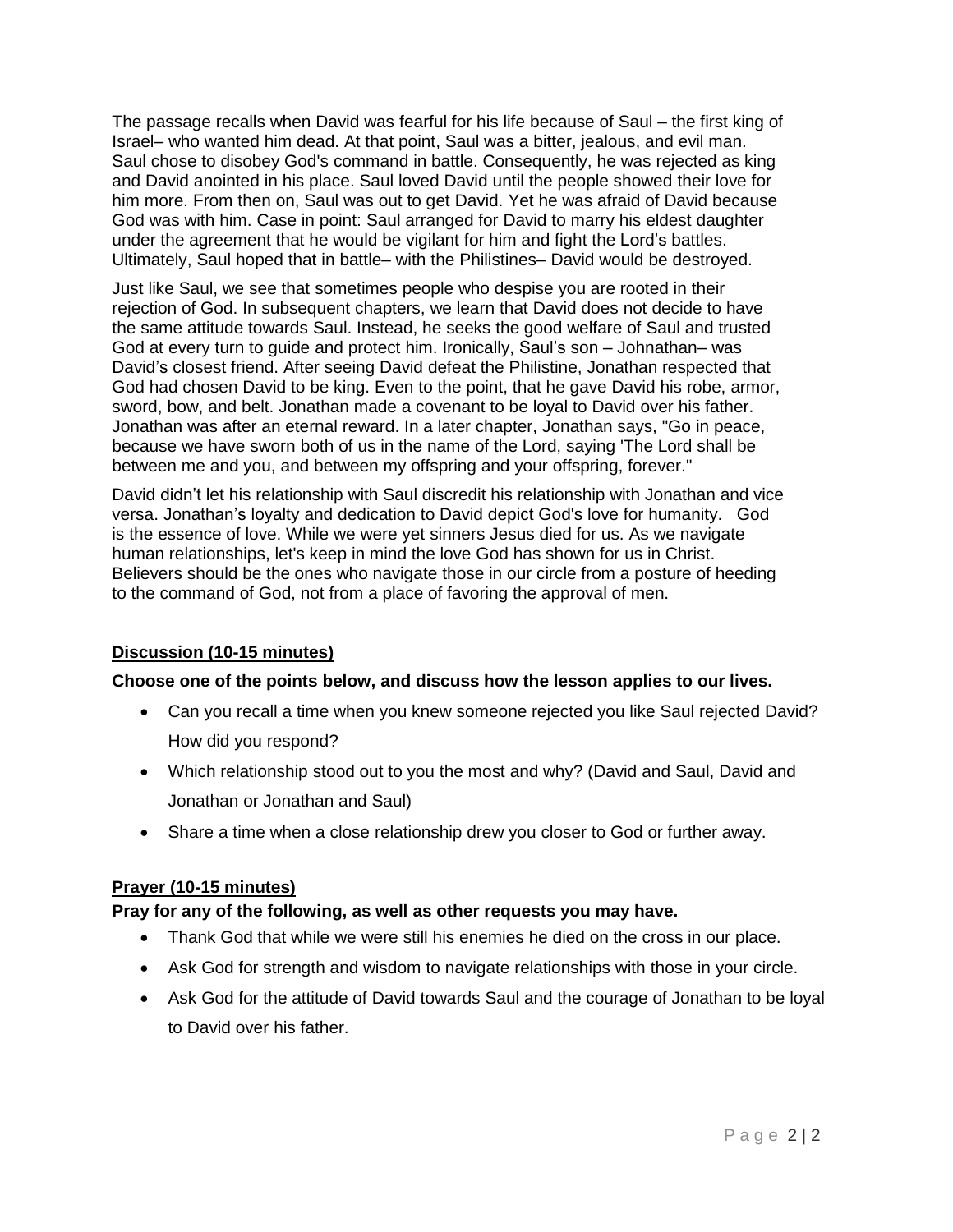The passage recalls when David was fearful for his life because of Saul – the first king of Israel– who wanted him dead. At that point, Saul was a bitter, jealous, and evil man. Saul chose to disobey God's command in battle. Consequently, he was rejected as king and David anointed in his place. Saul loved David until the people showed their love for him more. From then on, Saul was out to get David. Yet he was afraid of David because God was with him. Case in point: Saul arranged for David to marry his eldest daughter under the agreement that he would be vigilant for him and fight the Lord's battles. Ultimately, Saul hoped that in battle– with the Philistines– David would be destroyed.

Just like Saul, we see that sometimes people who despise you are rooted in their rejection of God. In subsequent chapters, we learn that David does not decide to have the same attitude towards Saul. Instead, he seeks the good welfare of Saul and trusted God at every turn to guide and protect him. Ironically, Saul's son – Johnathan– was David's closest friend. After seeing David defeat the Philistine, Jonathan respected that God had chosen David to be king. Even to the point, that he gave David his robe, armor, sword, bow, and belt. Jonathan made a covenant to be loyal to David over his father. Jonathan was after an eternal reward. In a later chapter, Jonathan says, "Go in peace, because we have sworn both of us in the name of the Lord, saying 'The Lord shall be between me and you, and between my offspring and your offspring, forever."

David didn't let his relationship with Saul discredit his relationship with Jonathan and vice versa. Jonathan's loyalty and dedication to David depict God's love for humanity. God is the essence of love. While we were yet sinners Jesus died for us. As we navigate human relationships, let's keep in mind the love God has shown for us in Christ. Believers should be the ones who navigate those in our circle from a posture of heeding to the command of God, not from a place of favoring the approval of men.

## Discussion (10-15 minutes)

**Choose one of the points below, and discuss how the lesson applies to our lives.**

- Can you recall a time when you knew someone rejected you like Saul rejected David? How did you respond?
- Which relationship stood out to you the most and why? (David and Saul, David and Jonathan or Jonathan and Saul)
- Share a time when a close relationship drew you closer to God or further away.

## Prayer (10-15 minutes)

**Pray for any of the following, as well as other requests you may have.**

- Thank God that while we were still his enemies he died on the cross in our place.
- Ask God for strength and wisdom to navigate relationships with those in your circle.
- Ask God for the attitude of David towards Saul and the courage of Jonathan to be loyal to David over his father.